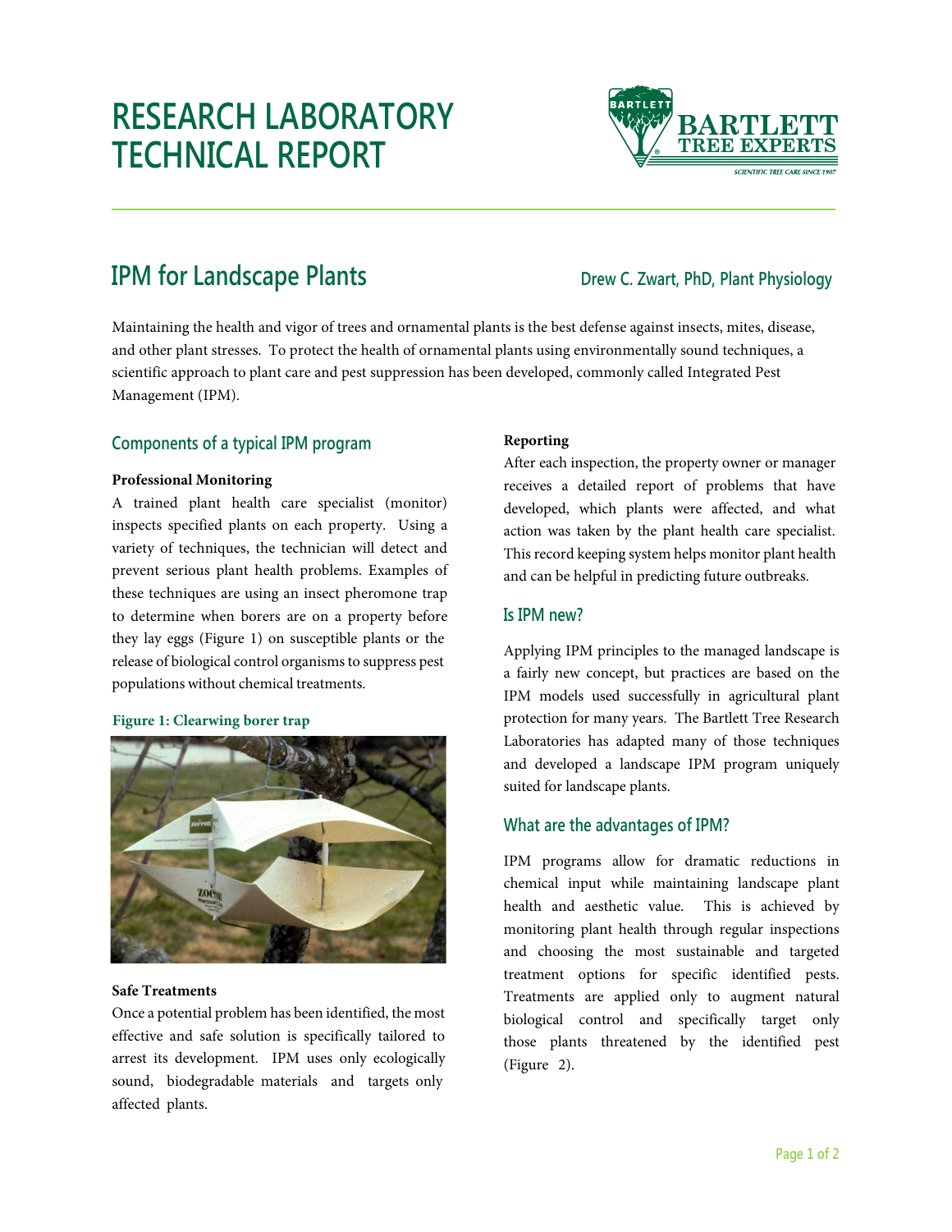# RESEARCH LABORATORY TECHNICAL REPORT

## IPM for Landscape Plants

**Drew C. Zwart, PhD, Plant Physiology**

Maintaining the health and vigor of trees and ornamental plants is the best defense against insects, mites, disease, and other plant stresses. To protect the health of ornamental plants using environmentally sound techniques, a scientific approach to plant care and pest suppression has been developed, commonly called Integrated Pest Management (IPM).

### Components of a typical IPM program

**Professional Monitoring**

A trained plant health care specialist (monitor) inspects specified plants on each property. Using a variety of techniques, the technician will detect and prevent serious plant health problems. Examples of these techniques are using an insect pheromone trap to determine when borers are on a property before they lay eggs (Figure 1) on susceptible plants or the release of biological control organisms to suppress pest populations without chemical treatments.

**Figure 1: Clearwing borer trap**

**Safe Treatments**

Once a potential problem has been identified, the most effective and safe solution is specifically tailored to arrest its development. IPM uses only ecologically sound, biodegradable materials and targets only affected plants.

**Reporting**

After each inspection, the property owner or manager receives a detailed report of problems that have developed, which plants were affected, and what action was taken by the plant health care specialist. This record keeping system helps monitor plant health and can be helpful in predicting future outbreaks.

### Is IPM new?

Applying IPM principles to the managed landscape is a fairly new concept, but practices are based on the IPM models used successfully in agricultural plant protection for many years. The Bartlett Tree Research Laboratories has adapted many of those techniques and developed a landscape IPM program uniquely suited for landscape plants.

### What are the advantages of IPM?

IPM programs allow for dramatic reductions in chemical input while maintaining landscape plant health and aesthetic value. This is achieved by monitoring plant health through regular inspections and choosing the most sustainable and targeted treatment options for specific identified pests. Treatments are applied only to augment natural biological control and specifically target only those plants threatened by the identified pest (Figure 2).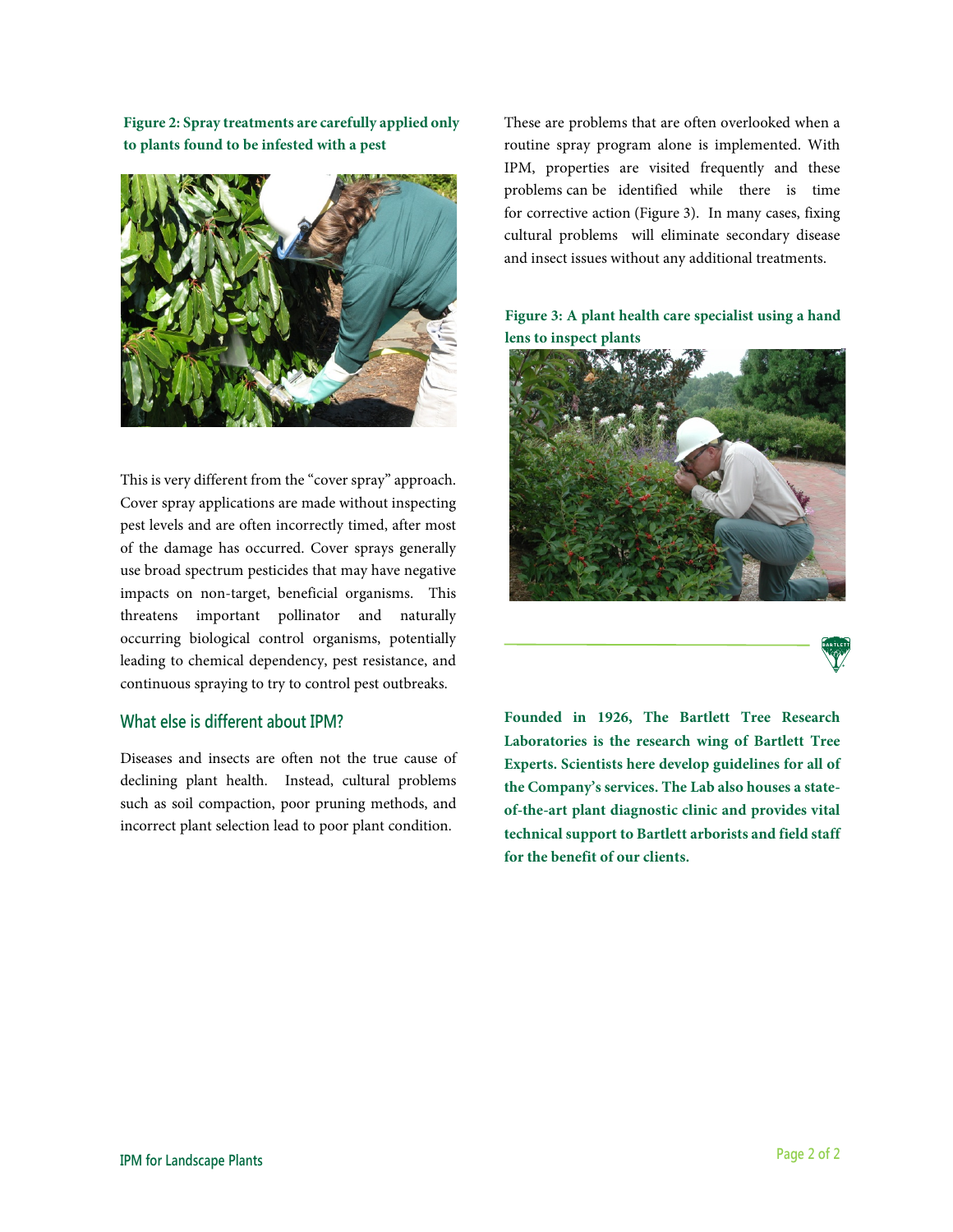**Figure 2: Spray treatments are carefully applied only to plants found to be infested with a pest**

This is very different from the "cover spray" approach. Cover spray applications are made without inspecting pest levels and are often incorrectly timed, after most of the damage has occurred. Cover sprays generally use broad spectrum pesticides that may have negative impacts on non-target, beneficial organisms. This threatens important pollinator and naturally occurring biological control organisms, potentially leading to chemical dependency, pest resistance, and continuous spraying to try to control pest outbreaks.

## What else is different about IPM?

Diseases and insects are often not the true cause of declining plant health. Instead, cultural problems such as soil compaction, poor pruning methods, and incorrect plant selection lead to poor plant condition.

These are problems that are often overlooked when a routine spray program alone is implemented. With IPM, properties are visited frequently and these problems can be identified while there is time for corrective action (Figure 3). In many cases, fixing cultural problems will eliminate secondary disease and insect issues without any additional treatments.

**Figure 3: A plant health care specialist using a hand lens to inspect plants**

**Founded in 1926, The Bartlett Tree Research Laboratories is the research wing of Bartlett Tree Experts. Scientists here develop guidelines for all of the Company's services. The Lab also houses a state-of-the-art plant diagnostic clinic and provides vital technical support to Bartlett arborists and field staff for the benefit of our clients.**